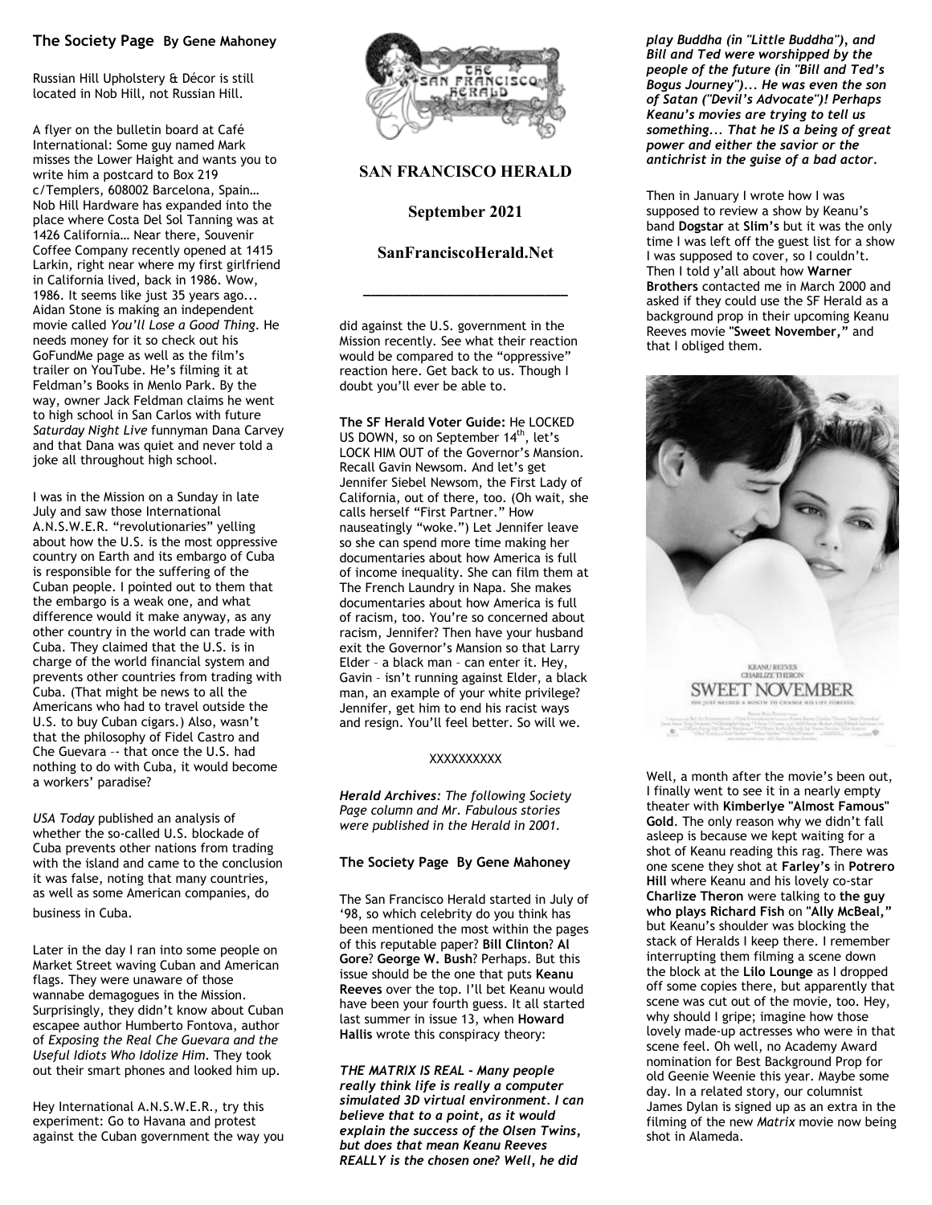## The Society Page By Gene Mahoney

Russian Hill Upholstery & Décor is still located in Nob Hill, not Russian Hill.

A flyer on the bulletin board at Café International: Some guy named Mark misses the Lower Haight and wants you to write him a postcard to Box 219 c/Templers, 608002 Barcelona, Spain… Nob Hill Hardware has expanded into the place where Costa Del Sol Tanning was at 1426 California… Near there, Souvenir Coffee Company recently opened at 1415 Larkin, right near where my first girlfriend in California lived, back in 1986. Wow, 1986. It seems like just 35 years ago... Aidan Stone is making an independent movie called *You'll Lose a Good Thing*. He needs money for it so check out his GoFundMe page as well as the film's trailer on YouTube. He's filming it at Feldman's Books in Menlo Park. By the way, owner Jack Feldman claims he went to high school in San Carlos with future *Saturday Night Live* funnyman Dana Carvey and that Dana was quiet and never told a joke all throughout high school.

I was in the Mission on a Sunday in late July and saw those International A.N.S.W.E.R. "revolutionaries" yelling about how the U.S. is the most oppressive country on Earth and its embargo of Cuba is responsible for the suffering of the Cuban people. I pointed out to them that the embargo is a weak one, and what difference would it make anyway, as any other country in the world can trade with Cuba. They claimed that the U.S. is in charge of the world financial system and prevents other countries from trading with Cuba. (That might be news to all the Americans who had to travel outside the U.S. to buy Cuban cigars.) Also, wasn't that the philosophy of Fidel Castro and Che Guevara -- that once the U.S. had nothing to do with Cuba, it would become a workers' paradise?

*USA Today* published an analysis of whether the so-called U.S. blockade of Cuba prevents other nations from trading with the island and came to the conclusion it was false, noting that many countries, as well as some American companies, do business in Cuba.

Later in the day I ran into some people on Market Street waving Cuban and American flags. They were unaware of those wannabe demagogues in the Mission. Surprisingly, they didn't know about Cuban escapee author Humberto Fontova, author of *Exposing the Real Che Guevara and the Useful Idiots Who Idolize Him*. They took out their smart phones and looked him up.

Hey International A.N.S.W.E.R., try this experiment: Go to Havana and protest against the Cuban government the way you did against the U.S. government in the Mission recently. See what their reaction would be compared to the "oppressive" reaction here. Get back to us. Though I doubt you'll ever be able to.

**SAN FRANCISCO HERALD**

**September 2021**

**SanFranciscoHerald.Net**

**The SF Herald Voter Guide:** He LOCKED US DOWN, so on September 14th, let's LOCK HIM OUT of the Governor's Mansion. Recall Gavin Newsom. And let's get Jennifer Siebel Newsom, the First Lady of California, out of there, too. (Oh wait, she calls herself "First Partner." How nauseatingly "woke.") Let Jennifer leave so she can spend more time making her documentaries about how America is full of income inequality. She can film them at The French Laundry in Napa. She makes documentaries about how America is full of racism, too. You're so concerned about racism, Jennifer? Then have your husband exit the Governor's Mansion so that Larry Elder – a black man – can enter it. Hey, Gavin – isn't running against Elder, a black man, an example of your white privilege? Jennifer, get him to end his racist ways and resign. You'll feel better. So will we.

XXXXXXXXXX

***Herald Archives:*** *The following Society Page column and Mr. Fabulous stories were published in the Herald in 2001.*

## The Society Page By Gene Mahoney

The San Francisco Herald started in July of '98, so which celebrity do you think has been mentioned the most within the pages of this reputable paper? **Bill Clinton**? **Al Gore**? **George W. Bush**? Perhaps. But this issue should be the one that puts **Keanu Reeves** over the top. I'll bet Keanu would have been your fourth guess. It all started last summer in issue 13, when **Howard Hallis** wrote this conspiracy theory:

***THE MATRIX IS REAL - Many people really think life is really a computer simulated 3D virtual environment. I can believe that to a point, as it would explain the success of the Olsen Twins, but does that mean Keanu Reeves REALLY is the chosen one? Well, he did play Buddha (in "Little Buddha"), and Bill and Ted were worshipped by the people of the future (in "Bill and Ted's Bogus Journey")... He was even the son of Satan ("Devil's Advocate")! Perhaps Keanu's movies are trying to tell us something... That he IS a being of great power and either the savior or the antichrist in the guise of a bad actor.***

Then in January I wrote how I was supposed to review a show by Keanu's band **Dogstar** at **Slim's** but it was the only time I was left off the guest list for a show I was supposed to cover, so I couldn't. Then I told y'all about how **Warner Brothers** contacted me in March 2000 and asked if they could use the SF Herald as a background prop in their upcoming Keanu Reeves movie **"Sweet November,"** and that I obliged them.

Well, a month after the movie's been out, I finally went to see it in a nearly empty theater with **Kimberlye "Almost Famous" Gold**. The only reason why we didn't fall asleep is because we kept waiting for a shot of Keanu reading this rag. There was one scene they shot at **Farley's** in **Potrero Hill** where Keanu and his lovely co-star **Charlize Theron** were talking to **the guy who plays Richard Fish** on **"Ally McBeal,"** but Keanu's shoulder was blocking the stack of Heralds I keep there. I remember interrupting them filming a scene down the block at the **Lilo Lounge** as I dropped off some copies there, but apparently that scene was cut out of the movie, too. Hey, why should I gripe; imagine how those lovely made-up actresses who were in that scene feel. Oh well, no Academy Award nomination for Best Background Prop for old Geenie Weenie this year. Maybe some day. In a related story, our columnist James Dylan is signed up as an extra in the filming of the new *Matrix* movie now being shot in Alameda.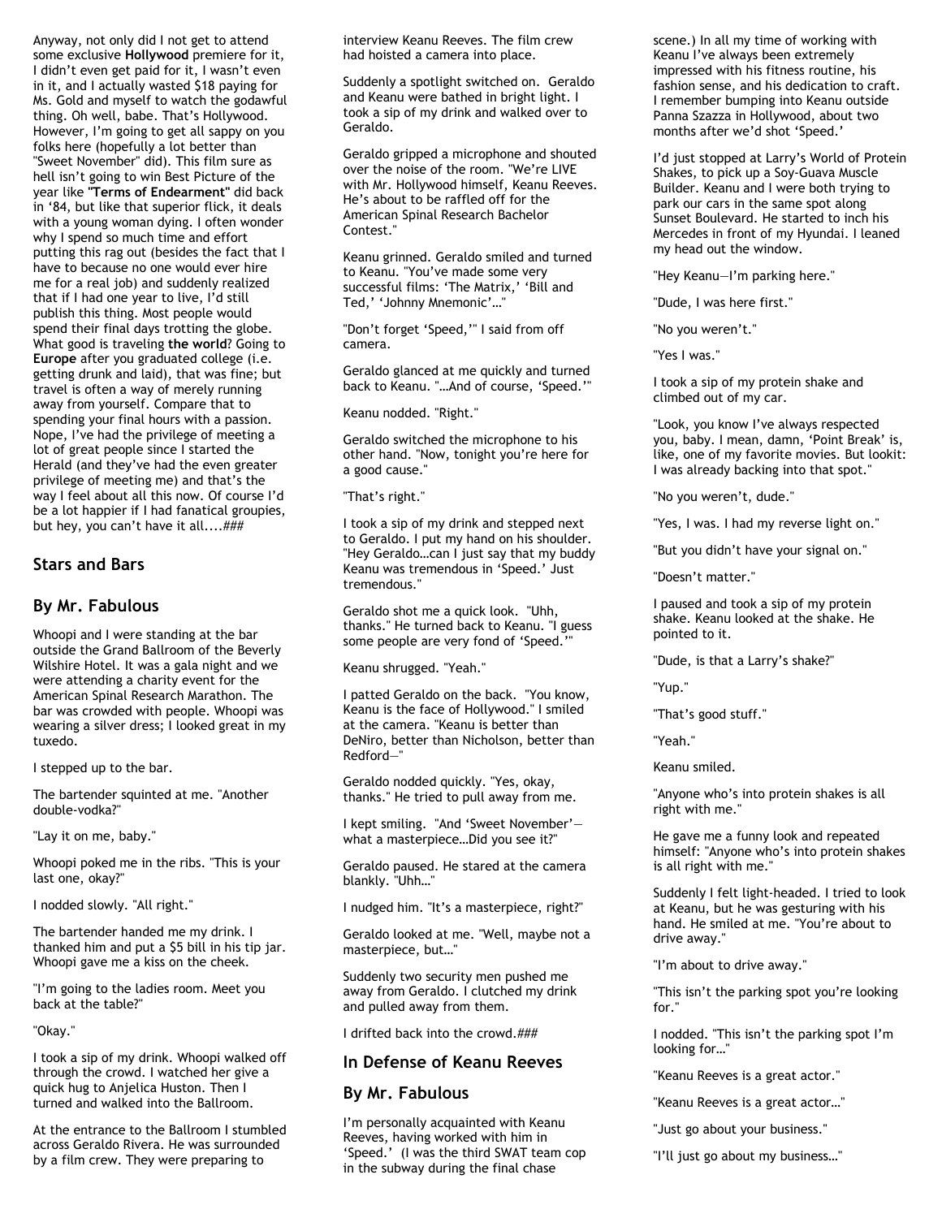Anyway, not only did I not get to attend some exclusive **Hollywood** premiere for it, I didn't even get paid for it, I wasn't even in it, and I actually wasted $18 paying for Ms. Gold and myself to watch the godawful thing. Oh well, babe. That's Hollywood. However, I'm going to get all sappy on you folks here (hopefully a lot better than "Sweet November" did). This film sure as hell isn't going to win Best Picture of the year like **"Terms of Endearment"** did back in '84, but like that superior flick, it deals with a young woman dying. I often wonder why I spend so much time and effort putting this rag out (besides the fact that I have to because no one would ever hire me for a real job) and suddenly realized that if I had one year to live, I'd still publish this thing. Most people would spend their final days trotting the globe. What good is traveling **the world**? Going to **Europe** after you graduated college (i.e. getting drunk and laid), that was fine; but travel is often a way of merely running away from yourself. Compare that to spending your final hours with a passion. Nope, I've had the privilege of meeting a lot of great people since I started the Herald (and they've had the even greater privilege of meeting me) and that's the way I feel about all this now. Of course I'd be a lot happier if I had fanatical groupies, but hey, you can't have it all....###

## Stars and Bars

## By Mr. Fabulous

Whoopi and I were standing at the bar outside the Grand Ballroom of the Beverly Wilshire Hotel. It was a gala night and we were attending a charity event for the American Spinal Research Marathon. The bar was crowded with people. Whoopi was wearing a silver dress; I looked great in my tuxedo.

I stepped up to the bar.

The bartender squinted at me. "Another double-vodka?"

"Lay it on me, baby."

Whoopi poked me in the ribs. "This is your last one, okay?"

I nodded slowly. "All right."

The bartender handed me my drink. I thanked him and put a $5 bill in his tip jar. Whoopi gave me a kiss on the cheek.

"I'm going to the ladies room. Meet you back at the table?"

"Okay."

I took a sip of my drink. Whoopi walked off through the crowd. I watched her give a quick hug to Anjelica Huston. Then I turned and walked into the Ballroom.

At the entrance to the Ballroom I stumbled across Geraldo Rivera. He was surrounded by a film crew. They were preparing to interview Keanu Reeves. The film crew had hoisted a camera into place.

Suddenly a spotlight switched on. Geraldo and Keanu were bathed in bright light. I took a sip of my drink and walked over to Geraldo.

Geraldo gripped a microphone and shouted over the noise of the room. "We're LIVE with Mr. Hollywood himself, Keanu Reeves. He's about to be raffled off for the American Spinal Research Bachelor Contest."

Keanu grinned. Geraldo smiled and turned to Keanu. "You've made some very successful films: 'The Matrix,' 'Bill and Ted,' 'Johnny Mnemonic'…"

"Don't forget 'Speed,'" I said from off camera.

Geraldo glanced at me quickly and turned back to Keanu. "…And of course, 'Speed.'"

Keanu nodded. "Right."

Geraldo switched the microphone to his other hand. "Now, tonight you're here for a good cause."

"That's right."

I took a sip of my drink and stepped next to Geraldo. I put my hand on his shoulder. "Hey Geraldo…can I just say that my buddy Keanu was tremendous in 'Speed.' Just tremendous."

Geraldo shot me a quick look. "Uhh, thanks." He turned back to Keanu. "I guess some people are very fond of 'Speed.'"

Keanu shrugged. "Yeah."

I patted Geraldo on the back. "You know, Keanu is the face of Hollywood." I smiled at the camera. "Keanu is better than DeNiro, better than Nicholson, better than Redford—"

Geraldo nodded quickly. "Yes, okay, thanks." He tried to pull away from me.

I kept smiling. "And 'Sweet November'—what a masterpiece…Did you see it?"

Geraldo paused. He stared at the camera blankly. "Uhh…"

I nudged him. "It's a masterpiece, right?"

Geraldo looked at me. "Well, maybe not a masterpiece, but…"

Suddenly two security men pushed me away from Geraldo. I clutched my drink and pulled away from them.

I drifted back into the crowd.###

## In Defense of Keanu Reeves

## By Mr. Fabulous

I'm personally acquainted with Keanu Reeves, having worked with him in 'Speed.' (I was the third SWAT team cop in the subway during the final chase scene.) In all my time of working with Keanu I've always been extremely impressed with his fitness routine, his fashion sense, and his dedication to craft. I remember bumping into Keanu outside Panna Szazza in Hollywood, about two months after we'd shot 'Speed.'

I'd just stopped at Larry's World of Protein Shakes, to pick up a Soy-Guava Muscle Builder. Keanu and I were both trying to park our cars in the same spot along Sunset Boulevard. He started to inch his Mercedes in front of my Hyundai. I leaned my head out the window.

"Hey Keanu—I'm parking here."

"Dude, I was here first."

"No you weren't."

"Yes I was."

I took a sip of my protein shake and climbed out of my car.

"Look, you know I've always respected you, baby. I mean, damn, 'Point Break' is, like, one of my favorite movies. But lookit: I was already backing into that spot."

"No you weren't, dude."

"Yes, I was. I had my reverse light on."

"But you didn't have your signal on."

"Doesn't matter."

I paused and took a sip of my protein shake. Keanu looked at the shake. He pointed to it.

"Dude, is that a Larry's shake?"

"Yup."

"That's good stuff."

"Yeah."

Keanu smiled.

"Anyone who's into protein shakes is all right with me."

He gave me a funny look and repeated himself: "Anyone who's into protein shakes is all right with me."

Suddenly I felt light-headed. I tried to look at Keanu, but he was gesturing with his hand. He smiled at me. "You're about to drive away."

"I'm about to drive away."

"This isn't the parking spot you're looking for."

I nodded. "This isn't the parking spot I'm looking for…"

"Keanu Reeves is a great actor."

"Keanu Reeves is a great actor…"

"Just go about your business."

"I'll just go about my business…"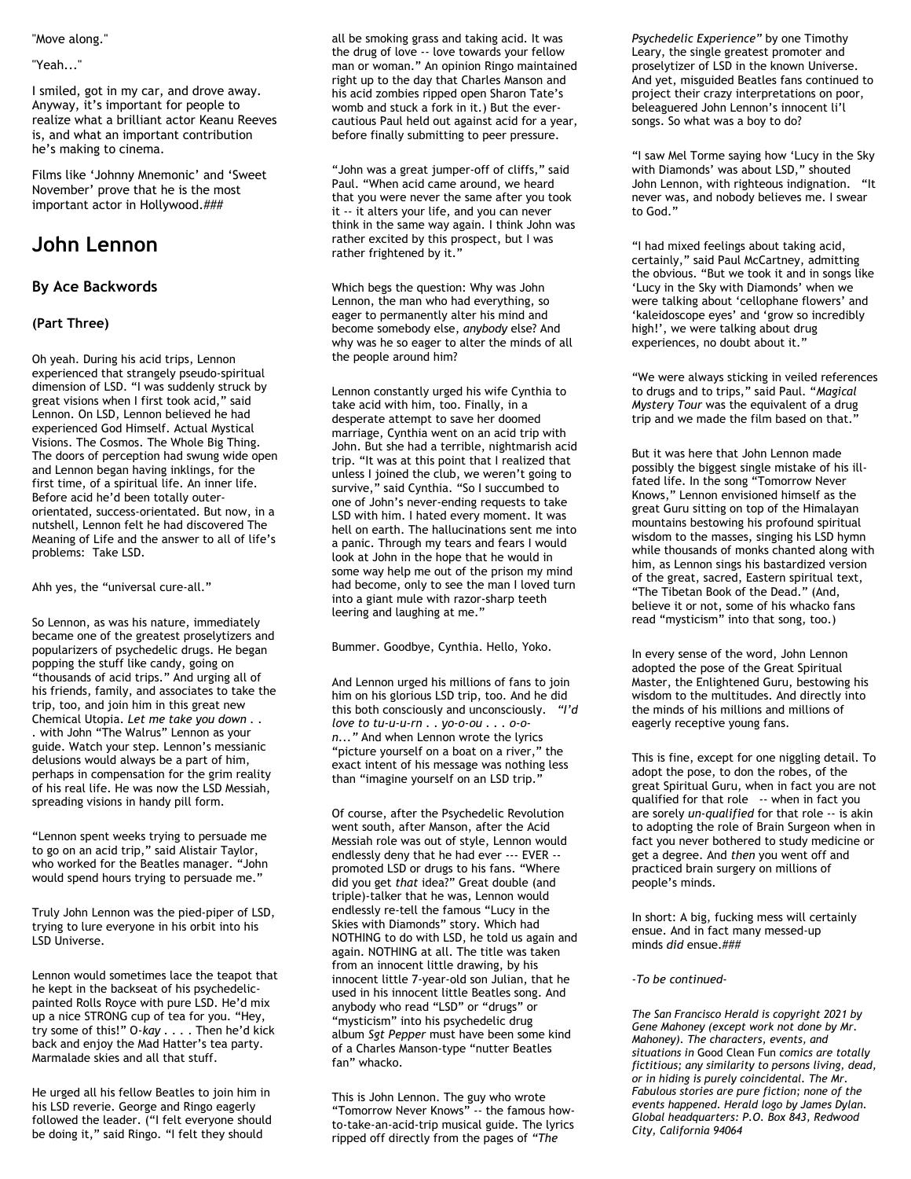"Move along."

"Yeah..."

I smiled, got in my car, and drove away. Anyway, it's important for people to realize what a brilliant actor Keanu Reeves is, and what an important contribution he's making to cinema.

Films like 'Johnny Mnemonic' and 'Sweet November' prove that he is the most important actor in Hollywood.###

## John Lennon

### By Ace Backwords

### (Part Three)

Oh yeah. During his acid trips, Lennon experienced that strangely pseudo-spiritual dimension of LSD. "I was suddenly struck by great visions when I first took acid," said Lennon. On LSD, Lennon believed he had experienced God Himself. Actual Mystical Visions. The Cosmos. The Whole Big Thing. The doors of perception had swung wide open and Lennon began having inklings, for the first time, of a spiritual life. An inner life. Before acid he'd been totally outer-orientated, success-orientated. But now, in a nutshell, Lennon felt he had discovered The Meaning of Life and the answer to all of life's problems: Take LSD.

Ahh yes, the "universal cure-all."

So Lennon, as was his nature, immediately became one of the greatest proselytizers and popularizers of psychedelic drugs. He began popping the stuff like candy, going on "thousands of acid trips." And urging all of his friends, family, and associates to take the trip, too, and join him in this great new Chemical Utopia. *Let me take you down . . .* with John "The Walrus" Lennon as your guide. Watch your step. Lennon's messianic delusions would always be a part of him, perhaps in compensation for the grim reality of his real life. He was now the LSD Messiah, spreading visions in handy pill form.

"Lennon spent weeks trying to persuade me to go on an acid trip," said Alistair Taylor, who worked for the Beatles manager. "John would spend hours trying to persuade me."

Truly John Lennon was the pied-piper of LSD, trying to lure everyone in his orbit into his LSD Universe.

Lennon would sometimes lace the teapot that he kept in the backseat of his psychedelic-painted Rolls Royce with pure LSD. He'd mix up a nice STRONG cup of tea for you. "Hey, try some of this!" O-*kay* . . . . Then he'd kick back and enjoy the Mad Hatter's tea party. Marmalade skies and all that stuff.

He urged all his fellow Beatles to join him in his LSD reverie. George and Ringo eagerly followed the leader. ("I felt everyone should be doing it," said Ringo. "I felt they should all be smoking grass and taking acid. It was the drug of love -- love towards your fellow man or woman." An opinion Ringo maintained right up to the day that Charles Manson and his acid zombies ripped open Sharon Tate's womb and stuck a fork in it.) But the ever-cautious Paul held out against acid for a year, before finally submitting to peer pressure.

"John was a great jumper-off of cliffs," said Paul. "When acid came around, we heard that you were never the same after you took it -- it alters your life, and you can never think in the same way again. I think John was rather excited by this prospect, but I was rather frightened by it."

Which begs the question: Why was John Lennon, the man who had everything, so eager to permanently alter his mind and become somebody else, *anybody* else? And why was he so eager to alter the minds of all the people around him?

Lennon constantly urged his wife Cynthia to take acid with him, too. Finally, in a desperate attempt to save her doomed marriage, Cynthia went on an acid trip with John. But she had a terrible, nightmarish acid trip. "It was at this point that I realized that unless I joined the club, we weren't going to survive," said Cynthia. "So I succumbed to one of John's never-ending requests to take LSD with him. I hated every moment. It was hell on earth. The hallucinations sent me into a panic. Through my tears and fears I would look at John in the hope that he would in some way help me out of the prison my mind had become, only to see the man I loved turn into a giant mule with razor-sharp teeth leering and laughing at me."

Bummer. Goodbye, Cynthia. Hello, Yoko.

And Lennon urged his millions of fans to join him on his glorious LSD trip, too. And he did this both consciously and unconsciously. *"I'd love to tu-u-u-rn . . yo-o-ou . . . o-o-n..."* And when Lennon wrote the lyrics "picture yourself on a boat on a river," the exact intent of his message was nothing less than "imagine yourself on an LSD trip."

Of course, after the Psychedelic Revolution went south, after Manson, after the Acid Messiah role was out of style, Lennon would endlessly deny that he had ever --- EVER -- promoted LSD or drugs to his fans. "Where did you get *that* idea?" Great double (and triple)-talker that he was, Lennon would endlessly re-tell the famous "Lucy in the Skies with Diamonds" story. Which had NOTHING to do with LSD, he told us again and again. NOTHING at all. The title was taken from an innocent little drawing, by his innocent little 7-year-old son Julian, that he used in his innocent little Beatles song. And anybody who read "LSD" or "drugs" or "mysticism" into his psychedelic drug album *Sgt Pepper* must have been some kind of a Charles Manson-type "nutter Beatles fan" whacko.

This is John Lennon. The guy who wrote "Tomorrow Never Knows" -- the famous how-to-take-an-acid-trip musical guide. The lyrics ripped off directly from the pages of *"The Psychedelic Experience"* by one Timothy Leary, the single greatest promoter and proselytizer of LSD in the known Universe. And yet, misguided Beatles fans continued to project their crazy interpretations on poor, beleaguered John Lennon's innocent li'l songs. So what was a boy to do?

"I saw Mel Torme saying how 'Lucy in the Sky with Diamonds' was about LSD," shouted John Lennon, with righteous indignation. "It never was, and nobody believes me. I swear to God."

"I had mixed feelings about taking acid, certainly," said Paul McCartney, admitting the obvious. "But we took it and in songs like 'Lucy in the Sky with Diamonds' when we were talking about 'cellophane flowers' and 'kaleidoscope eyes' and 'grow so incredibly high!', we were talking about drug experiences, no doubt about it."

"We were always sticking in veiled references to drugs and to trips," said Paul. "*Magical Mystery Tour* was the equivalent of a drug trip and we made the film based on that."

But it was here that John Lennon made possibly the biggest single mistake of his ill-fated life. In the song "Tomorrow Never Knows," Lennon envisioned himself as the great Guru sitting on top of the Himalayan mountains bestowing his profound spiritual wisdom to the masses, singing his LSD hymn while thousands of monks chanted along with him, as Lennon sings his bastardized version of the great, sacred, Eastern spiritual text, "The Tibetan Book of the Dead." (And, believe it or not, some of his whacko fans read "mysticism" into that song, too.)

In every sense of the word, John Lennon adopted the pose of the Great Spiritual Master, the Enlightened Guru, bestowing his wisdom to the multitudes. And directly into the minds of his millions and millions of eagerly receptive young fans.

This is fine, except for one niggling detail. To adopt the pose, to don the robes, of the great Spiritual Guru, when in fact you are not qualified for that role -- when in fact you are sorely *un-qualified* for that role -- is akin to adopting the role of Brain Surgeon when in fact you never bothered to study medicine or get a degree. And *then* you went off and practiced brain surgery on millions of people's minds.

In short: A big, fucking mess will certainly ensue. And in fact many messed-up minds *did* ensue.###

*-To be continued-*

*The San Francisco Herald is copyright 2021 by Gene Mahoney (except work not done by Mr. Mahoney). The characters, events, and situations in* Good Clean Fun *comics are totally fictitious; any similarity to persons living, dead, or in hiding is purely coincidental. The Mr. Fabulous stories are pure fiction; none of the events happened. Herald logo by James Dylan. Global headquarters: P.O. Box 843, Redwood City, California 94064*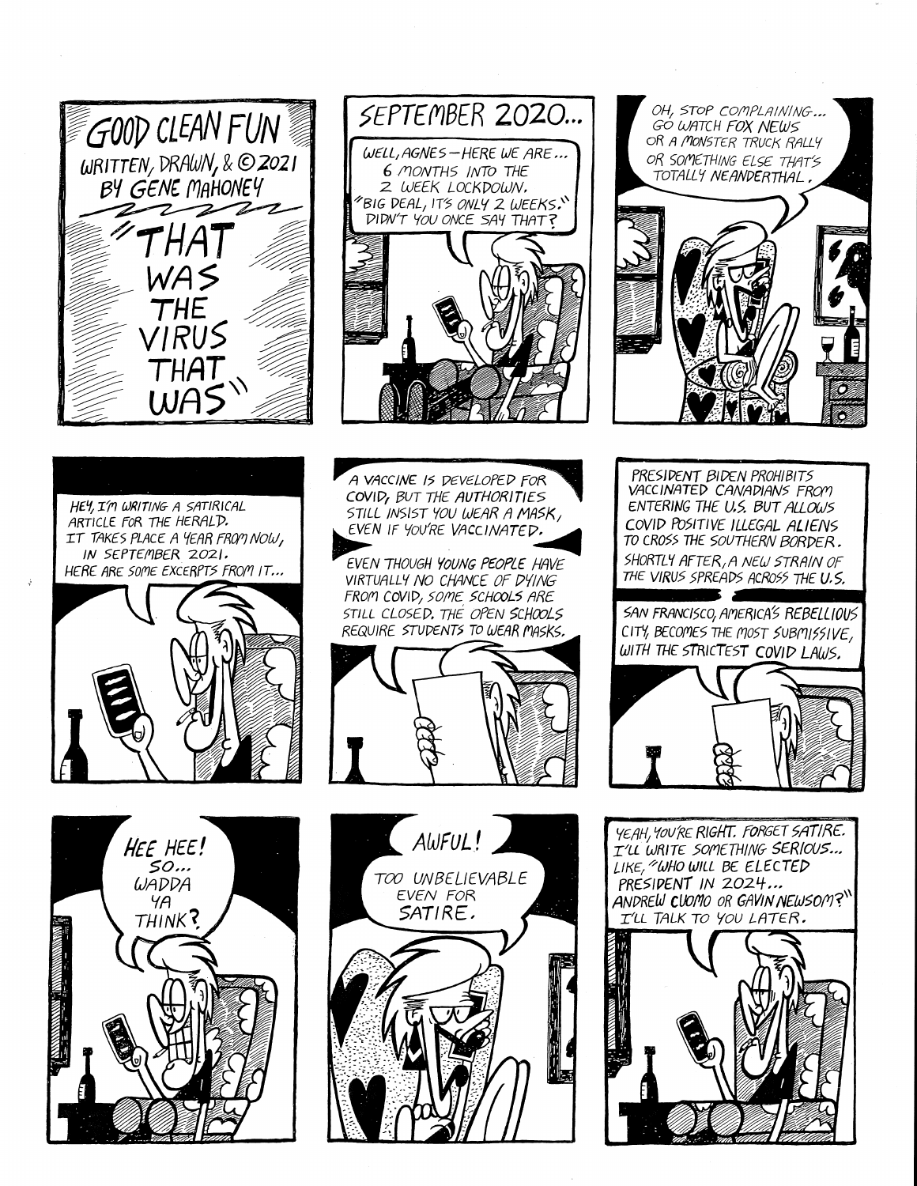# GOOD CLEAN FUN

WRITTEN, DRAWN, & © 2021 BY GENE MAHONEY

## "THAT WAS THE VIRUS THAT WAS"

SEPTEMBER 2020...

WELL, AGNES—HERE WE ARE... 6 MONTHS INTO THE 2 WEEK LOCKDOWN. "BIG DEAL, IT'S ONLY 2 WEEKS." DIDN'T YOU ONCE SAY THAT?

OH, STOP COMPLAINING... GO WATCH FOX NEWS OR A MONSTER TRUCK RALLY OR SOMETHING ELSE THAT'S TOTALLY NEANDERTHAL.

HEY, I'M WRITING A SATIRICAL ARTICLE FOR THE HERALD. IT TAKES PLACE A YEAR FROM NOW, IN SEPTEMBER 2021. HERE ARE SOME EXCERPTS FROM IT...

A VACCINE IS DEVELOPED FOR COVID, BUT THE AUTHORITIES STILL INSIST YOU WEAR A MASK, EVEN IF YOU'RE VACCINATED.

EVEN THOUGH YOUNG PEOPLE HAVE VIRTUALLY NO CHANCE OF DYING FROM COVID, SOME SCHOOLS ARE STILL CLOSED. THE OPEN SCHOOLS REQUIRE STUDENTS TO WEAR MASKS.

PRESIDENT BIDEN PROHIBITS VACCINATED CANADIANS FROM ENTERING THE U.S. BUT ALLOWS COVID POSITIVE ILLEGAL ALIENS TO CROSS THE SOUTHERN BORDER. SHORTLY AFTER, A NEW STRAIN OF THE VIRUS SPREADS ACROSS THE U.S.

SAN FRANCISCO, AMERICA'S REBELLIOUS CITY, BECOMES THE MOST SUBMISSIVE, WITH THE STRICTEST COVID LAWS.

HEE HEE! SO... WADDA YA THINK?

AWFUL! TOO UNBELIEVABLE EVEN FOR SATIRE.

YEAH, YOU'RE RIGHT. FORGET SATIRE. I'LL WRITE SOMETHING SERIOUS... LIKE, "WHO WILL BE ELECTED PRESIDENT IN 2024... ANDREW CUOMO OR GAVIN NEWSOM?" I'LL TALK TO YOU LATER.